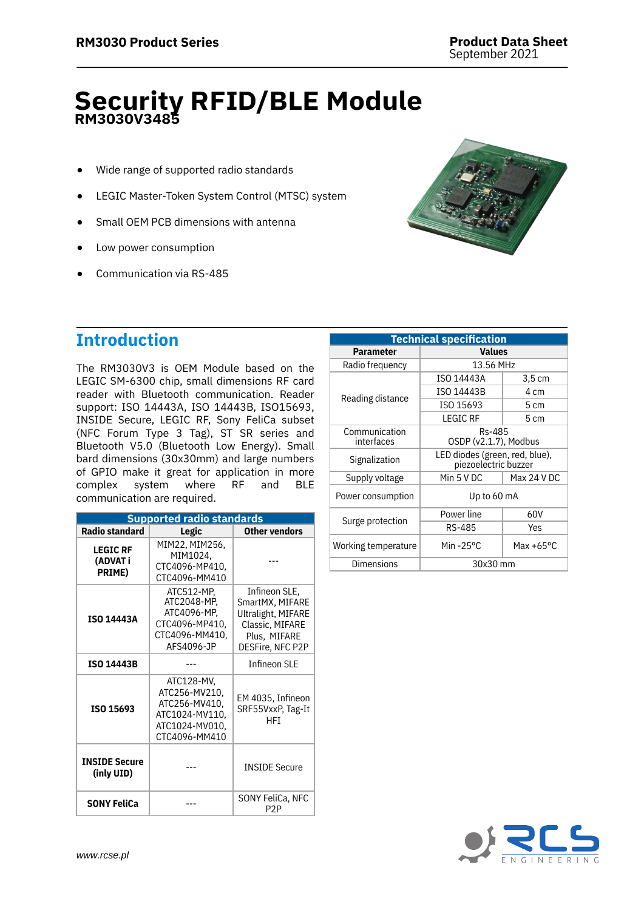# Security RFID/BLE Module

**RM3030V3485**

- Wide range of supported radio standards
- LEGIC Master-Token System Control (MTSC) system
- Small OEM PCB dimensions with antenna
- Low power consumption
- Communication via RS-485

## Introduction

The RM3030V3 is OEM Module based on the LEGIC SM-6300 chip, small dimensions RF card reader with Bluetooth communication. Reader support: ISO 14443A, ISO 14443B, ISO15693, INSIDE Secure, LEGIC RF, Sony FeliCa subset (NFC Forum Type 3 Tag), ST SR series and Bluetooth V5.0 (Bluetooth Low Energy). Small bard dimensions (30x30mm) and large numbers of GPIO make it great for application in more complex system where RF and BLE communication are required.

| Supported radio standards | | |
|---|---|---|
| **Radio standard** | **Legic** | **Other vendors** |
| **LEGIC RF (ADVAT i PRIME)** | MIM22, MIM256, MIM1024, CTC4096-MP410, CTC4096-MM410 | --- |
| **ISO 14443A** | ATC512-MP, ATC2048-MP, ATC4096-MP, CTC4096-MP410, CTC4096-MM410, AFS4096-JP | Infineon SLE, SmartMX, MIFARE Ultralight, MIFARE Classic, MIFARE Plus, MIFARE DESFire, NFC P2P |
| **ISO 14443B** | --- | Infineon SLE |
| **ISO 15693** | ATC128-MV, ATC256-MV210, ATC256-MV410, ATC1024-MV110, ATC1024-MV010, CTC4096-MM410 | EM 4035, Infineon SRF55VxxP, Tag-It HFI |
| **INSIDE Secure (inly UID)** | --- | INSIDE Secure |
| **SONY FeliCa** | --- | SONY FeliCa, NFC P2P |

| Technical specification | | |
|---|---|---|
| **Parameter** | **Values** | |
| Radio frequency | 13.56 MHz | |
| Reading distance | ISO 14443A | 3,5 cm |
| | ISO 14443B | 4 cm |
| | ISO 15693 | 5 cm |
| | LEGIC RF | 5 cm |
| Communication interfaces | Rs-485<br>OSDP (v2.1.7), Modbus | |
| Signalization | LED diodes (green, red, blue), piezoelectric buzzer | |
| Supply voltage | Min 5 V DC | Max 24 V DC |
| Power consumption | Up to 60 mA | |
| Surge protection | Power line | 60V |
| | RS-485 | Yes |
| Working temperature | Min -25°C | Max +65°C |
| Dimensions | 30x30 mm | |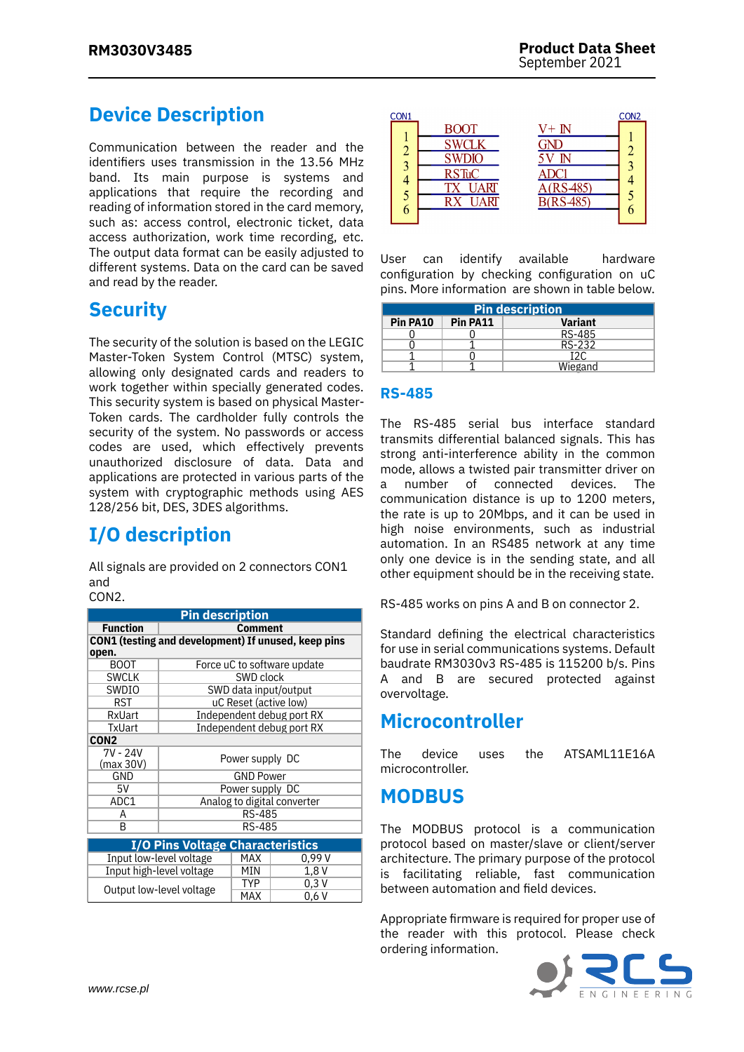# Device Description

Communication between the reader and the identifiers uses transmission in the 13.56 MHz band. Its main purpose is systems and applications that require the recording and reading of information stored in the card memory, such as: access control, electronic ticket, data access authorization, work time recording, etc. The output data format can be easily adjusted to different systems. Data on the card can be saved and read by the reader.

# Security

The security of the solution is based on the LEGIC Master-Token System Control (MTSC) system, allowing only designated cards and readers to work together within specially generated codes. This security system is based on physical Master-Token cards. The cardholder fully controls the security of the system. No passwords or access codes are used, which effectively prevents unauthorized disclosure of data. Data and applications are protected in various parts of the system with cryptographic methods using AES 128/256 bit, DES, 3DES algorithms.

# I/O description

All signals are provided on 2 connectors CON1 and
CON2.

| Pin description | |
|---|---|
| **Function** | **Comment** |
| **CON1 (testing and development) If unused, keep pins open.** | |
| BOOT | Force uC to software update |
| SWCLK | SWD clock |
| SWDIO | SWD data input/output |
| RST | uC Reset (active low) |
| RxUart | Independent debug port RX |
| TxUart | Independent debug port RX |
| **CON2** | |
| 7V - 24V (max 30V) | Power supply DC |
| GND | GND Power |
| 5V | Power supply DC |
| ADC1 | Analog to digital converter |
| A | RS-485 |
| B | RS-485 |

| I/O Pins Voltage Characteristics | | |
|---|---|---|
| Input low-level voltage | MAX | 0,99 V |
| Input high-level voltage | MIN | 1,8 V |
| Output low-level voltage | TYP | 0,3 V |
| | MAX | 0,6 V |

| CON1 pin | Signal |
|---|---|
| 1 | BOOT |
| 2 | SWCLK |
| 3 | SWDIO |
| 4 | RSTuC |
| 5 | TX UART |
| 6 | RX UART |

| CON2 pin | Signal |
|---|---|
| 1 | V+ IN |
| 2 | GND |
| 3 | 5V IN |
| 4 | ADC1 |
| 5 | A(RS-485) |
| 6 | B(RS-485) |

User can identify available hardware configuration by checking configuration on uC pins. More information are shown in table below.

| Pin description | | |
|---|---|---|
| **Pin PA10** | **Pin PA11** | **Variant** |
| 0 | 0 | RS-485 |
| 0 | 1 | RS-232 |
| 1 | 0 | I2C |
| 1 | 1 | Wiegand |

## RS-485

The RS-485 serial bus interface standard transmits differential balanced signals. This has strong anti-interference ability in the common mode, allows a twisted pair transmitter driver on a number of connected devices. The communication distance is up to 1200 meters, the rate is up to 20Mbps, and it can be used in high noise environments, such as industrial automation. In an RS485 network at any time only one device is in the sending state, and all other equipment should be in the receiving state.

RS-485 works on pins A and B on connector 2.

Standard defining the electrical characteristics for use in serial communications systems. Default baudrate RM3030v3 RS-485 is 115200 b/s. Pins A and B are secured protected against overvoltage.

# Microcontroller

The device uses the ATSAML11E16A microcontroller.

# MODBUS

The MODBUS protocol is a communication protocol based on master/slave or client/server architecture. The primary purpose of the protocol is facilitating reliable, fast communication between automation and field devices.

Appropriate firmware is required for proper use of the reader with this protocol. Please check ordering information.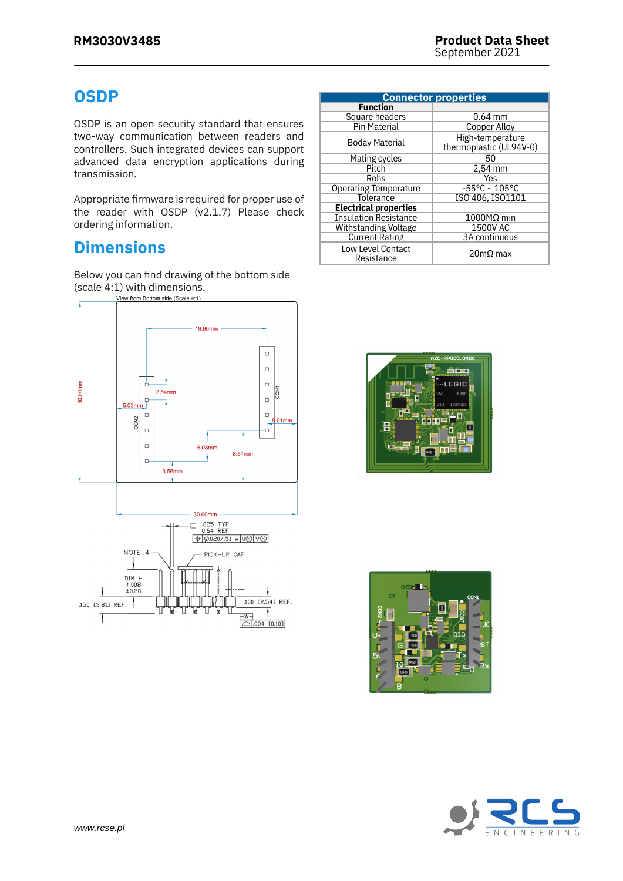## OSDP

OSDP is an open security standard that ensures two-way communication between readers and controllers. Such integrated devices can support advanced data encryption applications during transmission.

Appropriate firmware is required for proper use of the reader with OSDP (v2.1.7) Please check ordering information.

## Dimensions

Below you can find drawing of the bottom side (scale 4:1) with dimensions.

| Connector properties | |
|---|---|
| **Function** | |
| Square headers | 0.64 mm |
| Pin Material | Copper Alloy |
| Boday Material | High-temperature thermoplastic (UL94V-0) |
| Mating cycles | 50 |
| Pitch | 2,54 mm |
| Rohs | Yes |
| Operating Temperature | -55°C ~ 105°C |
| Tolerance | ISO 406, ISO1101 |
| **Electrical properties** | |
| Insulation Resistance | 1000MΩ min |
| Withstanding Voltage | 1500V AC |
| Current Rating | 3A continuous |
| Low Level Contact Resistance | 20mΩ max |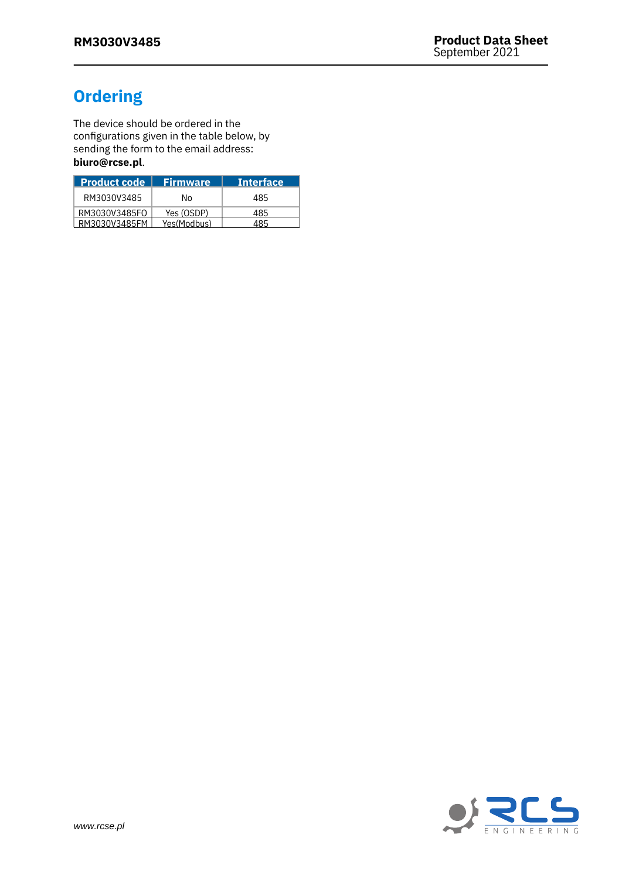# Ordering

The device should be ordered in the configurations given in the table below, by sending the form to the email address: **biuro@rcse.pl**.

| Product code | Firmware | Interface |
|---|---|---|
| RM3030V3485 | No | 485 |
| RM3030V3485FO | Yes (OSDP) | 485 |
| RM3030V3485FM | Yes(Modbus) | 485 |

*www.rcse.pl*